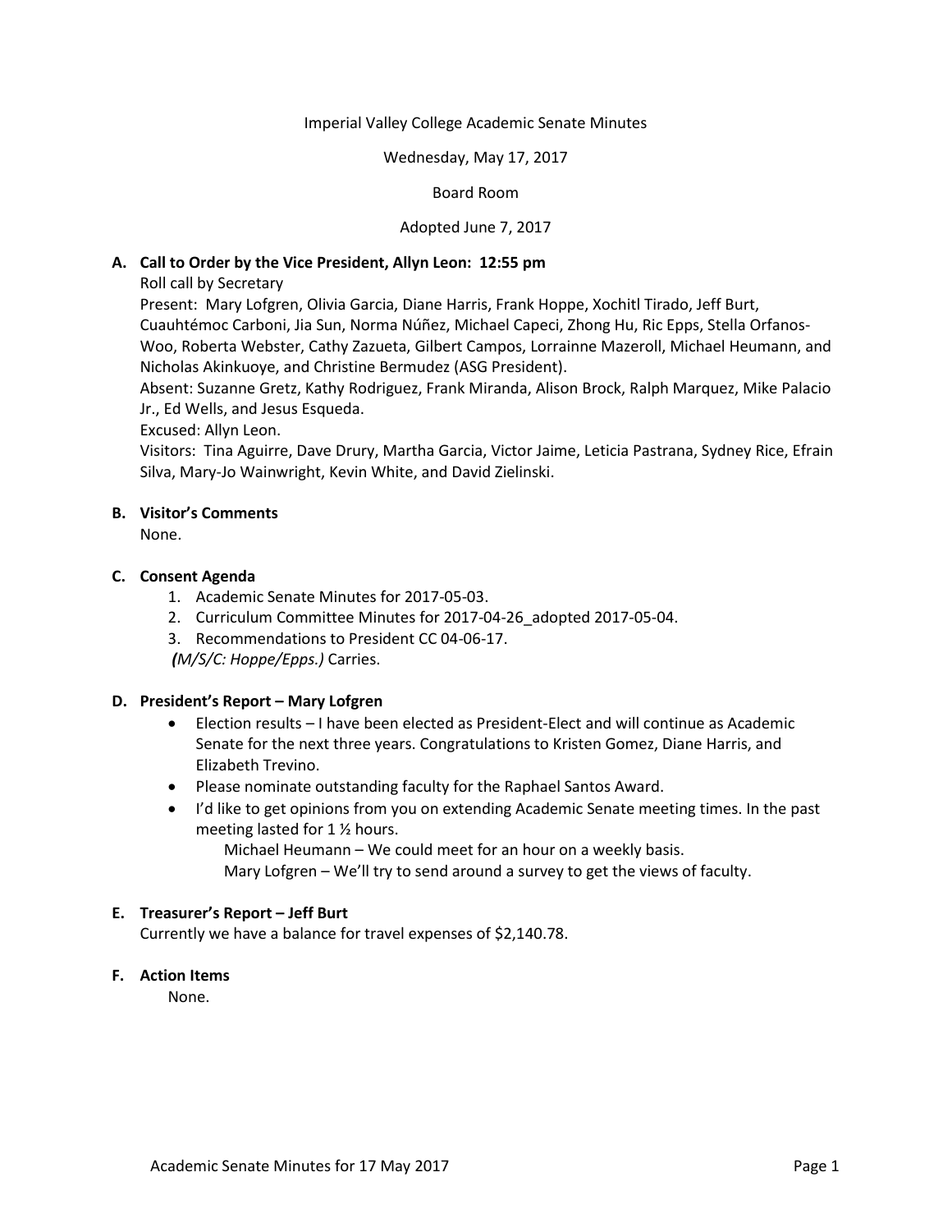Imperial Valley College Academic Senate Minutes

Wednesday, May 17, 2017

Board Room

Adopted June 7, 2017

**A. Call to Order by the Vice President, Allyn Leon: 12:55 pm**

Roll call by Secretary

Present: Mary Lofgren, Olivia Garcia, Diane Harris, Frank Hoppe, Xochitl Tirado, Jeff Burt, Cuauhtémoc Carboni, Jia Sun, Norma Núñez, Michael Capeci, Zhong Hu, Ric Epps, Stella Orfanos-Woo, Roberta Webster, Cathy Zazueta, Gilbert Campos, Lorrainne Mazeroll, Michael Heumann, and Nicholas Akinkuoye, and Christine Bermudez (ASG President).

Absent: Suzanne Gretz, Kathy Rodriguez, Frank Miranda, Alison Brock, Ralph Marquez, Mike Palacio Jr., Ed Wells, and Jesus Esqueda.

Excused: Allyn Leon.

Visitors: Tina Aguirre, Dave Drury, Martha Garcia, Victor Jaime, Leticia Pastrana, Sydney Rice, Efrain Silva, Mary-Jo Wainwright, Kevin White, and David Zielinski.

**B. Visitor's Comments**

None.

**C. Consent Agenda**

1. Academic Senate Minutes for 2017-05-03.
2. Curriculum Committee Minutes for 2017-04-26_adopted 2017-05-04.
3. Recommendations to President CC 04-06-17.

*(M/S/C: Hoppe/Epps.)* Carries.

**D. President's Report – Mary Lofgren**

- Election results – I have been elected as President-Elect and will continue as Academic Senate for the next three years. Congratulations to Kristen Gomez, Diane Harris, and Elizabeth Trevino.
- Please nominate outstanding faculty for the Raphael Santos Award.
- I'd like to get opinions from you on extending Academic Senate meeting times. In the past meeting lasted for 1 ½ hours.

  Michael Heumann – We could meet for an hour on a weekly basis.

  Mary Lofgren – We'll try to send around a survey to get the views of faculty.

**E. Treasurer's Report – Jeff Burt**

Currently we have a balance for travel expenses of $2,140.78.

**F. Action Items**

None.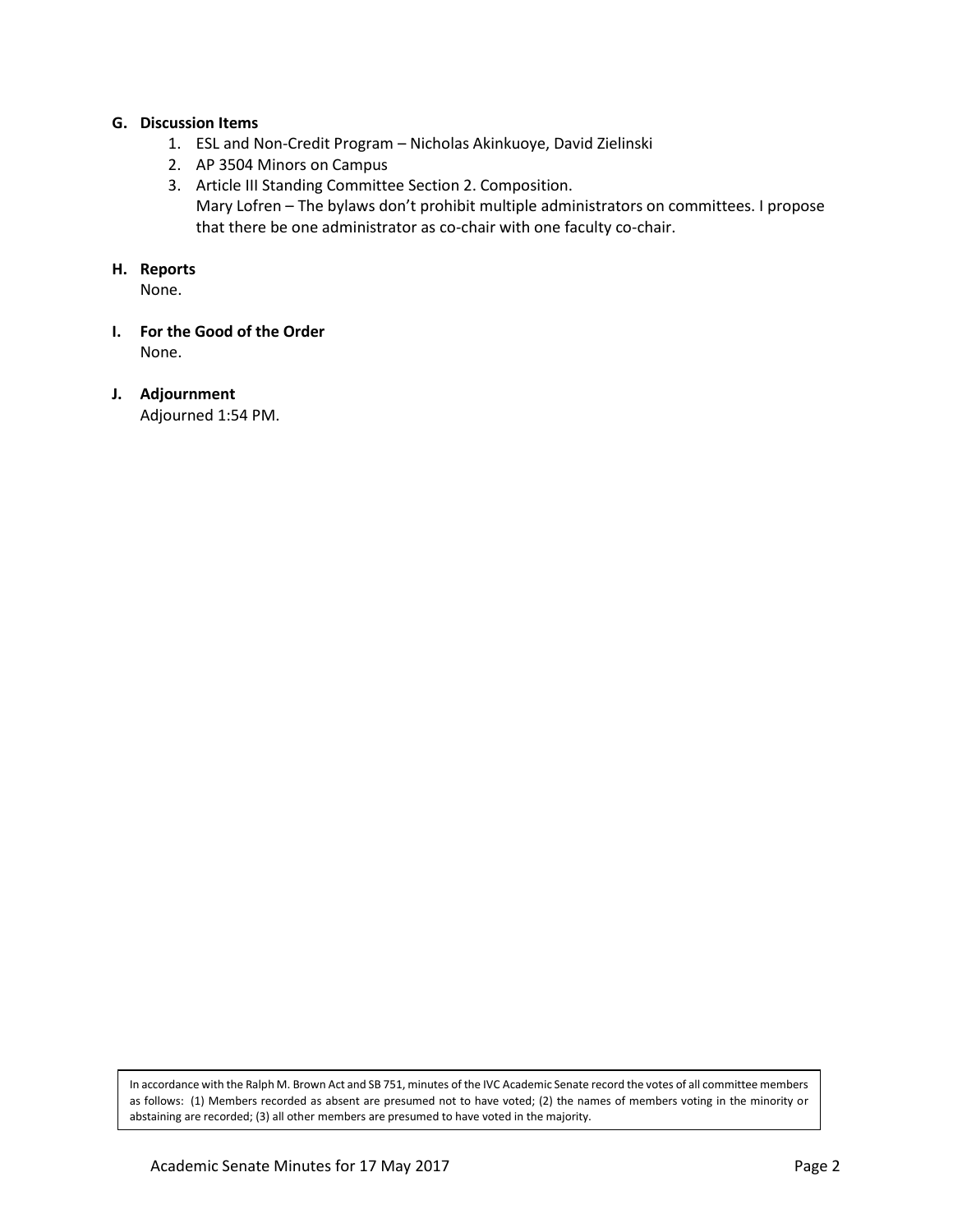**G. Discussion Items**

1. ESL and Non-Credit Program – Nicholas Akinkuoye, David Zielinski
2. AP 3504 Minors on Campus
3. Article III Standing Committee Section 2. Composition.
   Mary Lofren – The bylaws don't prohibit multiple administrators on committees. I propose that there be one administrator as co-chair with one faculty co-chair.

**H. Reports**

None.

**I. For the Good of the Order**

None.

**J. Adjournment**

Adjourned 1:54 PM.

In accordance with the Ralph M. Brown Act and SB 751, minutes of the IVC Academic Senate record the votes of all committee members as follows: (1) Members recorded as absent are presumed not to have voted; (2) the names of members voting in the minority or abstaining are recorded; (3) all other members are presumed to have voted in the majority.